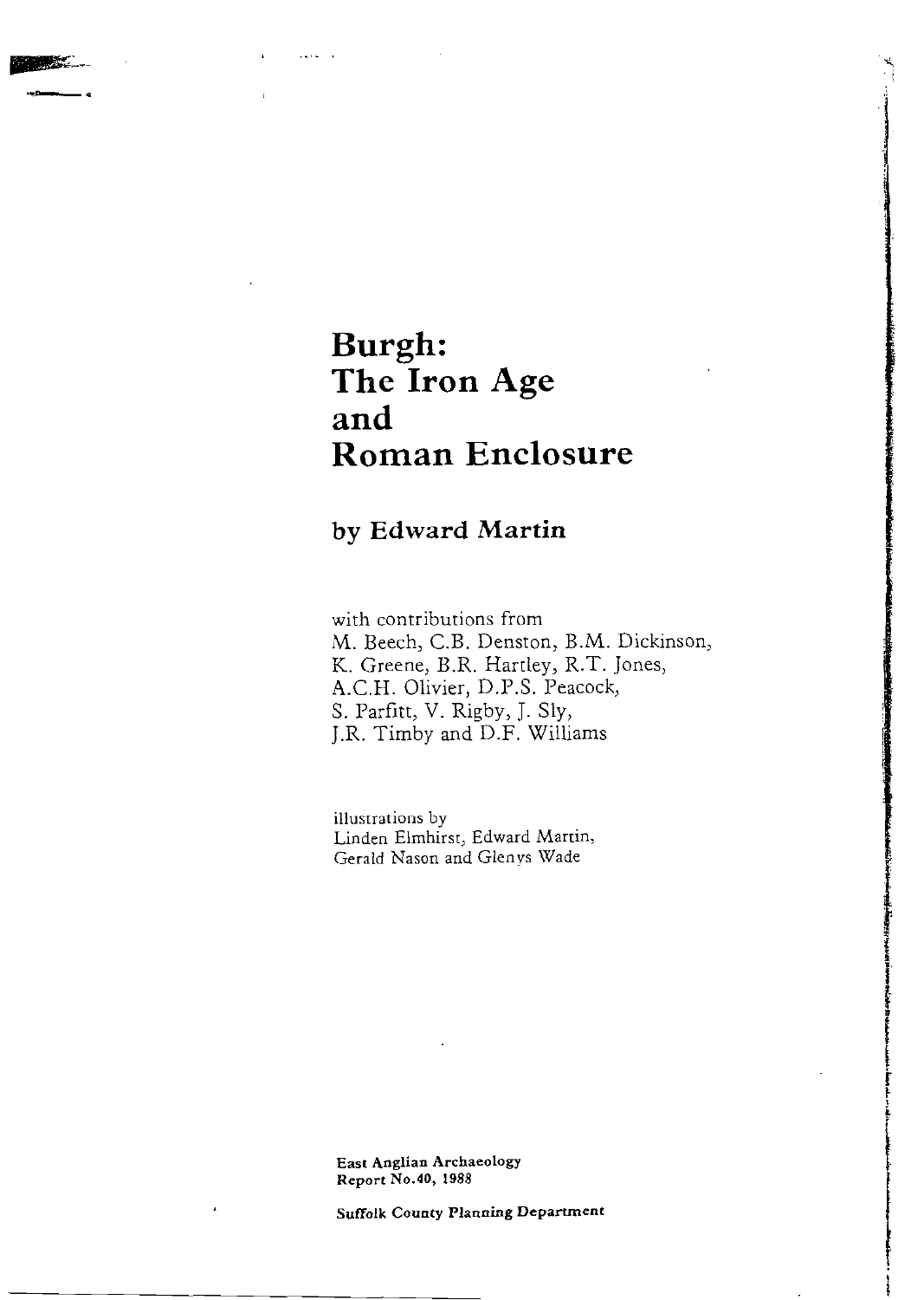# Burgh: The Iron Age and Roman Enclosure

## by Edward Martin

with contributions from
M. Beech, C.B. Denston, B.M. Dickinson,
K. Greene, B.R. Hartley, R.T. Jones,
A.C.H. Olivier, D.P.S. Peacock,
S. Parfitt, V. Rigby, J. Sly,
J.R. Timby and D.F. Williams

illustrations by
Linden Elmhirst, Edward Martin,
Gerald Nason and Glenys Wade

**East Anglian Archaeology**
**Report No.40, 1988**

**Suffolk County Planning Department**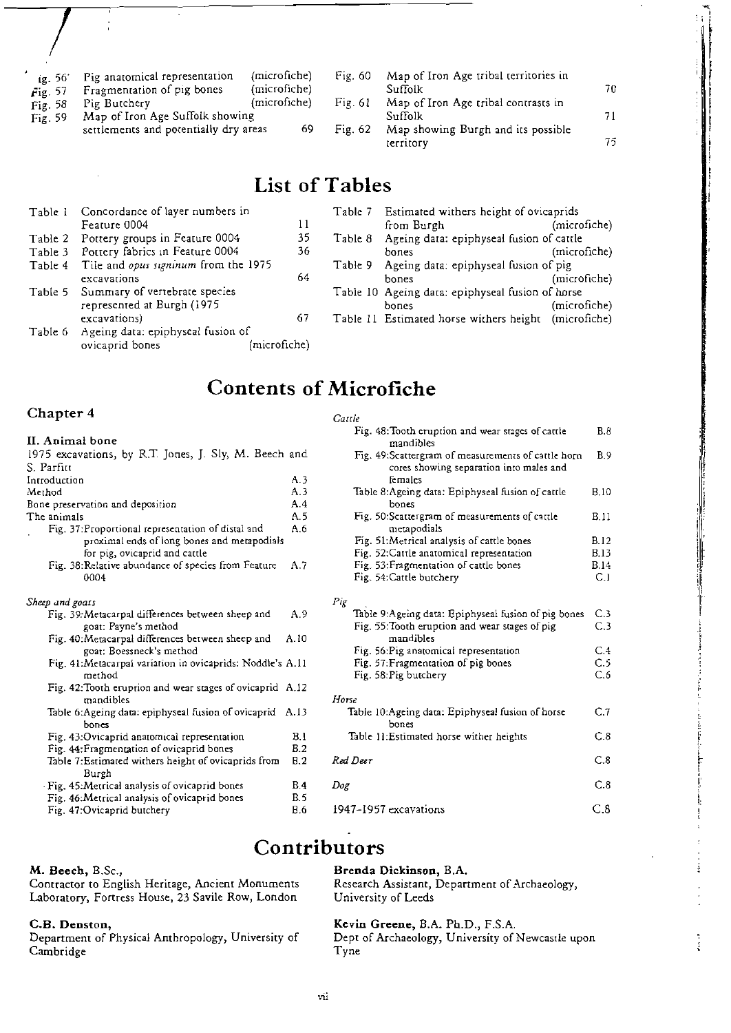| | | |
|---|---|---|
| Fig. 56 | Pig anatomical representation | (microfiche) |
| Fig. 57 | Fragmentation of pig bones | (microfiche) |
| Fig. 58 | Pig Butchery | (microfiche) |
| Fig. 59 | Map of Iron Age Suffolk showing settlements and potentially dry areas | 69 |
| Fig. 60 | Map of Iron Age tribal territories in Suffolk | 70 |
| Fig. 61 | Map of Iron Age tribal contrasts in Suffolk | 71 |
| Fig. 62 | Map showing Burgh and its possible territory | 75 |

# List of Tables

| | | |
|---|---|---|
| Table 1 | Concordance of layer numbers in Feature 0004 | 11 |
| Table 2 | Pottery groups in Feature 0004 | 35 |
| Table 3 | Pottery fabrics in Feature 0004 | 36 |
| Table 4 | Tile and *opus signinum* from the 1975 excavations | 64 |
| Table 5 | Summary of vertebrate species represented at Burgh (1975 excavations) | 67 |
| Table 6 | Ageing data: epiphyseal fusion of ovicaprid bones | (microfiche) |
| Table 7 | Estimated withers height of ovicaprids from Burgh | (microfiche) |
| Table 8 | Ageing data: epiphyseal fusion of cattle bones | (microfiche) |
| Table 9 | Ageing data: epiphyseal fusion of pig bones | (microfiche) |
| Table 10 | Ageing data: epiphyseal fusion of horse bones | (microfiche) |
| Table 11 | Estimated horse withers height | (microfiche) |

# Contents of Microfiche

## Chapter 4

### II. Animal bone

1975 excavations, by R.T. Jones, J. Sly, M. Beech and S. Parfitt

| | |
|---|---|
| Introduction | A.3 |
| Method | A.3 |
| Bone preservation and deposition | A.4 |
| The animals | A.5 |
| Fig. 37: Proportional representation of distal and proximal ends of long bones and metapodials for pig, ovicaprid and cattle | A.6 |
| Fig. 38: Relative abundance of species from Feature 0004 | A.7 |

*Sheep and goats*

| | |
|---|---|
| Fig. 39: Metacarpal differences between sheep and goat: Payne's method | A.9 |
| Fig. 40: Metacarpal differences between sheep and goat: Boessneck's method | A.10 |
| Fig. 41: Metacarpal variation in ovicaprids: Noddle's method | A.11 |
| Fig. 42: Tooth eruption and wear stages of ovicaprid mandibles | A.12 |
| Table 6: Ageing data: epiphyseal fusion of ovicaprid bones | A.13 |
| Fig. 43: Ovicaprid anatomical representation | B.1 |
| Fig. 44: Fragmentation of ovicaprid bones | B.2 |
| Table 7: Estimated withers height of ovicaprids from Burgh | B.2 |
| Fig. 45: Metrical analysis of ovicaprid bones | B.4 |
| Fig. 46: Metrical analysis of ovicaprid bones | B.5 |
| Fig. 47: Ovicaprid butchery | B.6 |

*Cattle*

| | |
|---|---|
| Fig. 48: Tooth eruption and wear stages of cattle mandibles | B.8 |
| Fig. 49: Scattergram of measurements of cattle horn cores showing separation into males and females | B.9 |
| Table 8: Ageing data: Epiphyseal fusion of cattle bones | B.10 |
| Fig. 50: Scattergram of measurements of cattle metapodials | B.11 |
| Fig. 51: Metrical analysis of cattle bones | B.12 |
| Fig. 52: Cattle anatomical representation | B.13 |
| Fig. 53: Fragmentation of cattle bones | B.14 |
| Fig. 54: Cattle butchery | C.1 |

*Pig*

| | |
|---|---|
| Table 9: Ageing data: Epiphyseal fusion of pig bones | C.3 |
| Fig. 55: Tooth eruption and wear stages of pig mandibles | C.3 |
| Fig. 56: Pig anatomical representation | C.4 |
| Fig. 57: Fragmentation of pig bones | C.5 |
| Fig. 58: Pig butchery | C.6 |

*Horse*

| | |
|---|---|
| Table 10: Ageing data: Epiphyseal fusion of horse bones | C.7 |
| Table 11: Estimated horse wither heights | C.8 |

| | |
|---|---|
| *Red Deer* | C.8 |
| *Dog* | C.8 |
| 1947–1957 excavations | C.8 |

# Contributors

**M. Beech**, B.Sc.,
Contractor to English Heritage, Ancient Monuments Laboratory, Fortress House, 23 Savile Row, London

**C.B. Denston**,
Department of Physical Anthropology, University of Cambridge

**Brenda Dickinson**, B.A.
Research Assistant, Department of Archaeology, University of Leeds

**Kevin Greene**, B.A. Ph.D., F.S.A.
Dept of Archaeology, University of Newcastle upon Tyne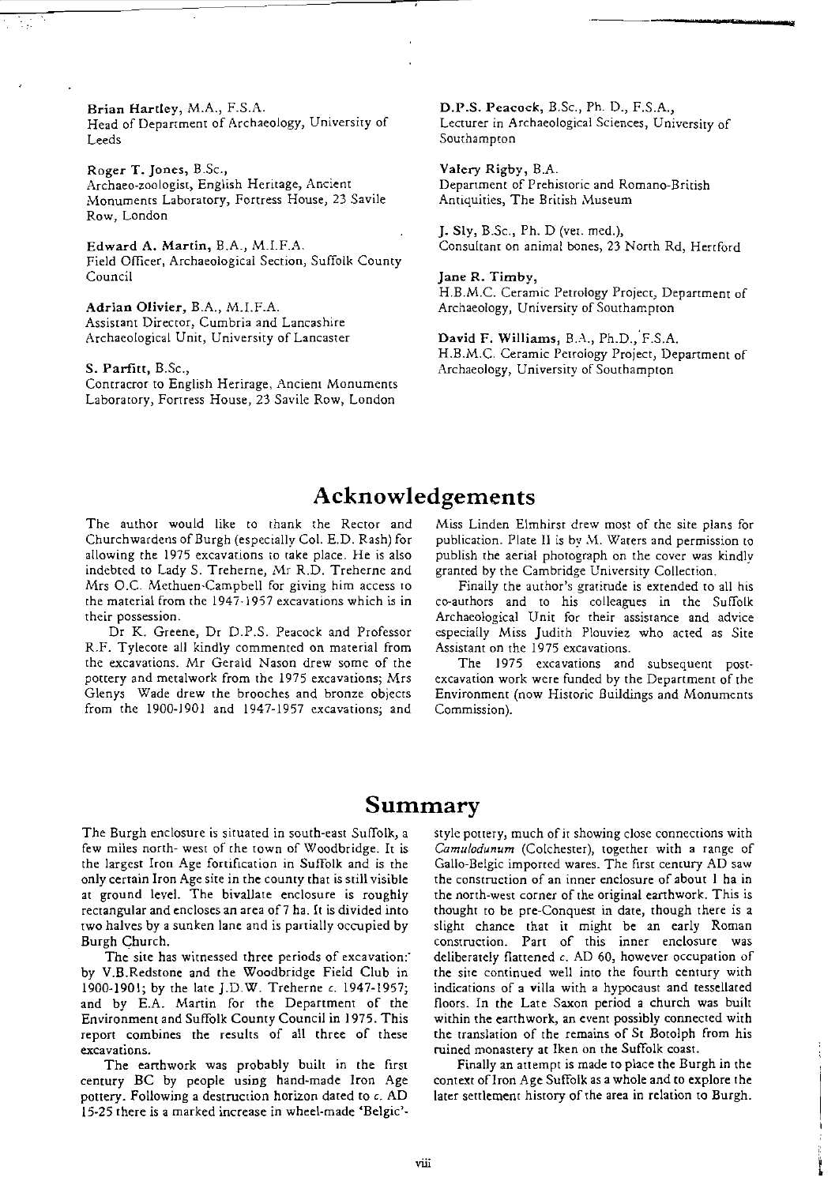**Brian Hartley**, M.A., F.S.A.
Head of Department of Archaeology, University of Leeds

**Roger T. Jones**, B.Sc.,
Archaeo-zoologist, English Heritage, Ancient Monuments Laboratory, Fortress House, 23 Savile Row, London

**Edward A. Martin**, B.A., M.I.F.A.
Field Officer, Archaeological Section, Suffolk County Council

**Adrian Olivier**, B.A., M.I.F.A.
Assistant Director, Cumbria and Lancashire Archaeological Unit, University of Lancaster

**S. Parfitt**, B.Sc.,
Contracror to English Herirage, Ancient Monuments Laboratory, Fortress House, 23 Savile Row, London

**D.P.S. Peacock**, B.Sc., Ph. D., F.S.A.,
Lecturer in Archaeological Sciences, University of Southampton

**Valery Rigby**, B.A.
Department of Prehistoric and Romano-British Antiquities, The British Museum

**J. Sly**, B.Sc., Ph. D (vet. med.),
Consultant on animal bones, 23 North Rd, Hertford

**Jane R. Timby**,
H.B.M.C. Ceramic Petrology Project, Department of Archaeology, University of Southampton

**David F. Williams**, B.A., Ph.D., F.S.A.
H.B.M.C. Ceramic Petrology Project, Department of Archaeology, University of Southampton

## Acknowledgements

The author would like to thank the Rector and Churchwardens of Burgh (especially Col. E.D. Rash) for allowing the 1975 excavations to take place. He is also indebted to Lady S. Treherne, Mr R.D. Treherne and Mrs O.C. Methuen-Campbell for giving him access to the material from the 1947-1957 excavations which is in their possession.

Dr K. Greene, Dr D.P.S. Peacock and Professor R.F. Tylecote all kindly commented on material from the excavations. Mr Gerald Nason drew some of the pottery and metalwork from the 1975 excavations; Mrs Glenys Wade drew the brooches and bronze objects from the 1900-1901 and 1947-1957 excavations; and Miss Linden Elmhirst drew most of the site plans for publication. Plate II is by M. Waters and permission to publish the aerial photograph on the cover was kindly granted by the Cambridge University Collection.

Finally the author's gratitude is extended to all his co-authors and to his colleagues in the Suffolk Archaeological Unit for their assistance and advice especially Miss Judith Plouviez who acted as Site Assistant on the 1975 excavations.

The 1975 excavations and subsequent post-excavation work were funded by the Department of the Environment (now Historic Buildings and Monuments Commission).

## Summary

The Burgh enclosure is situated in south-east Suffolk, a few miles north- west of the town of Woodbridge. It is the largest Iron Age fortification in Suffolk and is the only certain Iron Age site in the county that is still visible at ground level. The bivallate enclosure is roughly rectangular and encloses an area of 7 ha. It is divided into two halves by a sunken lane and is partially occupied by Burgh Church.

The site has witnessed three periods of excavation: by V.B.Redstone and the Woodbridge Field Club in 1900-1901; by the late J.D.W. Treherne *c.* 1947-1957; and by E.A. Martin for the Department of the Environment and Suffolk County Council in 1975. This report combines the results of all three of these excavations.

The earthwork was probably built in the first century BC by people using hand-made Iron Age pottery. Following a destruction horizon dated to *c.* AD 15-25 there is a marked increase in wheel-made 'Belgic'-style pottery, much of it showing close connections with *Camulodunum* (Colchester), together with a range of Gallo-Belgic imported wares. The first century AD saw the construction of an inner enclosure of about 1 ha in the north-west corner of the original earthwork. This is thought to be pre-Conquest in date, though there is a slight chance that it might be an early Roman construction. Part of this inner enclosure was deliberately flattened *c.* AD 60, however occupation of the site continued well into the fourth century with indications of a villa with a hypocaust and tessellated floors. In the Late Saxon period a church was built within the earthwork, an event possibly connected with the translation of the remains of St Botolph from his ruined monastery at Iken on the Suffolk coast.

Finally an attempt is made to place the Burgh in the context of Iron Age Suffolk as a whole and to explore the later settlement history of the area in relation to Burgh.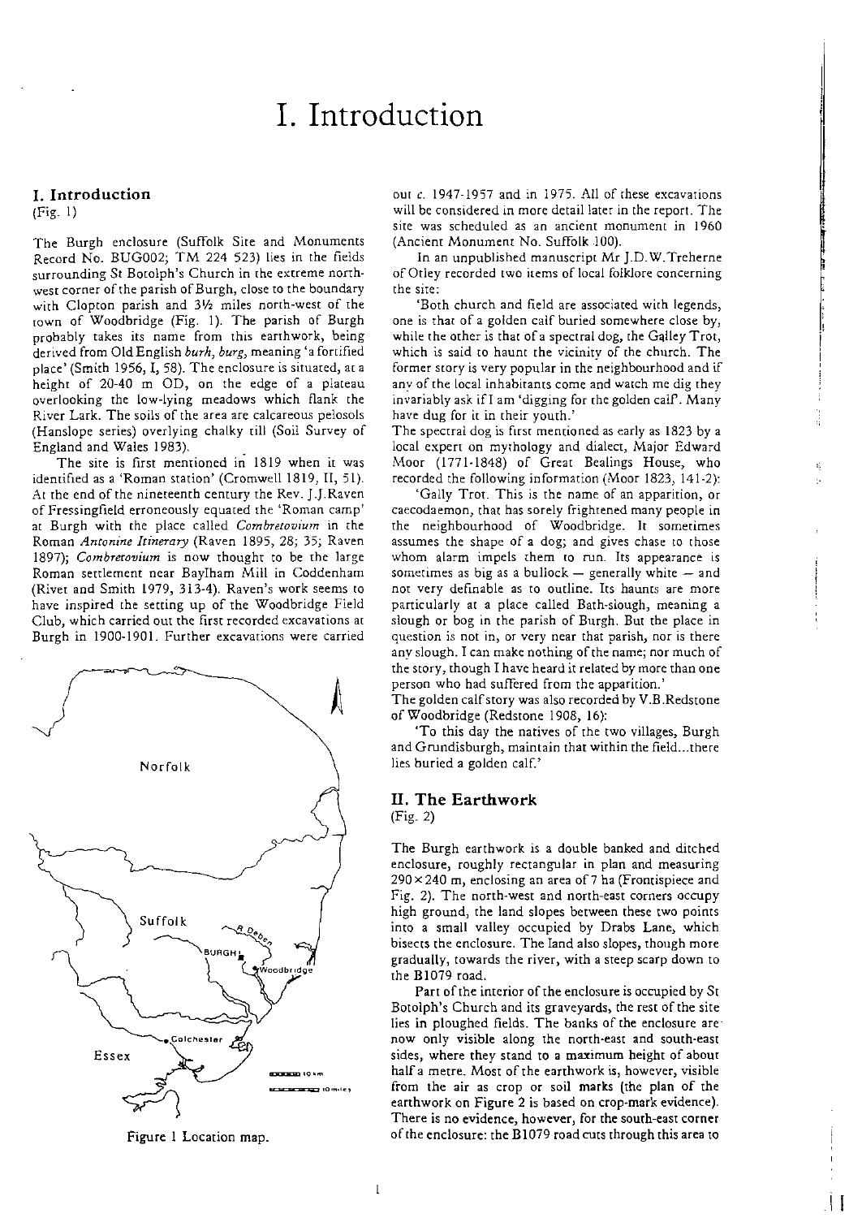# I. Introduction

## I. Introduction

(Fig. 1)

The Burgh enclosure (Suffolk Site and Monuments Record No. BUG002; TM 224 523) lies in the fields surrounding St Botolph's Church in the extreme north-west corner of the parish of Burgh, close to the boundary with Clopton parish and 3½ miles north-west of the town of Woodbridge (Fig. 1). The parish of Burgh probably takes its name from this earthwork, being derived from Old English *burh, burg*, meaning 'a fortified place' (Smith 1956, I, 58). The enclosure is situated, at a height of 20-40 m OD, on the edge of a plateau overlooking the low-lying meadows which flank the River Lark. The soils of the area are calcareous pelosols (Hanslope series) overlying chalky till (Soil Survey of England and Wales 1983).

The site is first mentioned in 1819 when it was identified as a 'Roman station' (Cromwell 1819, II, 51). At the end of the nineteenth century the Rev. J.J.Raven of Fressingfield erroneously equated the 'Roman camp' at Burgh with the place called *Combretovium* in the Roman *Antonine Itinerary* (Raven 1895, 28; 35; Raven 1897); *Combretovium* is now thought to be the large Roman settlement near Baylham Mill in Coddenham (Rivet and Smith 1979, 313-4). Raven's work seems to have inspired the setting up of the Woodbridge Field Club, which carried out the first recorded excavations at Burgh in 1900-1901. Further excavations were carried out *c.* 1947-1957 and in 1975. All of these excavations will be considered in more detail later in the report. The site was scheduled as an ancient monument in 1960 (Ancient Monument No. Suffolk 100).

In an unpublished manuscript Mr J.D.W.Treherne of Otley recorded two items of local folklore concerning the site:

'Both church and field are associated with legends, one is that of a golden calf buried somewhere close by, while the other is that of a spectral dog, the Galley Trot, which is said to haunt the vicinity of the church. The former story is very popular in the neighbourhood and if any of the local inhabitants come and watch me dig they invariably ask if I am 'digging for the golden calf'. Many have dug for it in their youth.'

The spectral dog is first mentioned as early as 1823 by a local expert on mythology and dialect, Major Edward Moor (1771-1848) of Great Bealings House, who recorded the following information (Moor 1823, 141-2):

'Gally Trot. This is the name of an apparition, or caecodaemon, that has sorely frightened many people in the neighbourhood of Woodbridge. It sometimes assumes the shape of a dog; and gives chase to those whom alarm impels them to run. Its appearance is sometimes as big as a bullock — generally white — and not very definable as to outline. Its haunts are more particularly at a place called Bath-slough, meaning a slough or bog in the parish of Burgh. But the place in question is not in, or very near that parish, nor is there any slough. I can make nothing of the name; nor much of the story, though I have heard it related by more than one person who had suffered from the apparition.'

The golden calf story was also recorded by V.B.Redstone of Woodbridge (Redstone 1908, 16):

'To this day the natives of the two villages, Burgh and Grundisburgh, maintain that within the field...there lies buried a golden calf.'

Figure 1 Location map.

## II. The Earthwork

(Fig. 2)

The Burgh earthwork is a double banked and ditched enclosure, roughly rectangular in plan and measuring 290×240 m, enclosing an area of 7 ha (Frontispiece and Fig. 2). The north-west and north-east corners occupy high ground, the land slopes between these two points into a small valley occupied by Drabs Lane, which bisects the enclosure. The land also slopes, though more gradually, towards the river, with a steep scarp down to the B1079 road.

Part of the interior of the enclosure is occupied by St Botolph's Church and its graveyards, the rest of the site lies in ploughed fields. The banks of the enclosure are now only visible along the north-east and south-east sides, where they stand to a maximum height of about half a metre. Most of the earthwork is, however, visible from the air as crop or soil marks (the plan of the earthwork on Figure 2 is based on crop-mark evidence). There is no evidence, however, for the south-east corner of the enclosure: the B1079 road cuts through this area to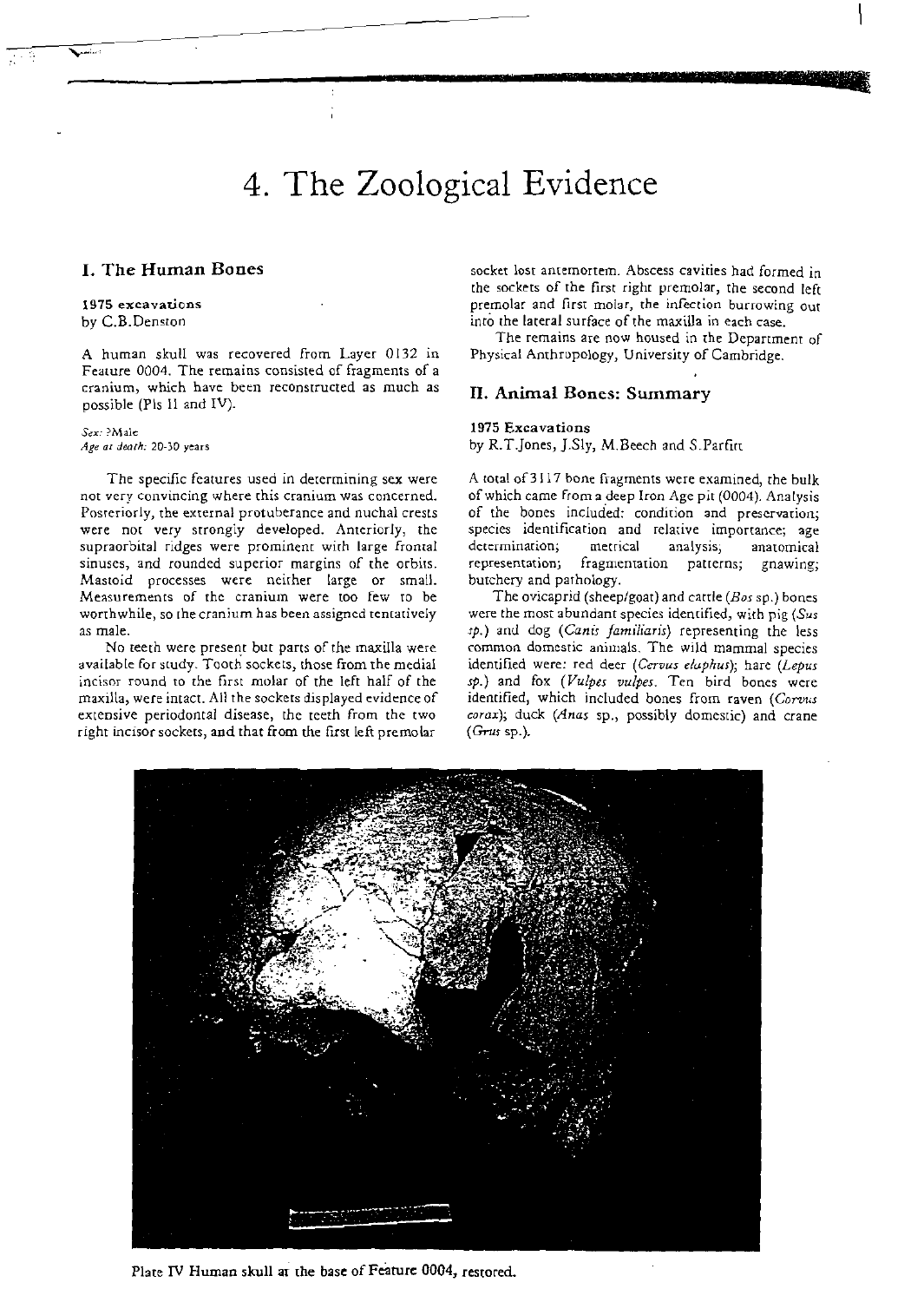# 4. The Zoological Evidence

## I. The Human Bones

**1975 excavations**
by C.B.Denston

A human skull was recovered from Layer 0132 in Feature 0004. The remains consisted of fragments of a cranium, which have been reconstructed as much as possible (Pls II and IV).

*Sex:* ?Male
*Age at death:* 20-30 years

The specific features used in determining sex were not very convincing where this cranium was concerned. Posteriorly, the external protuberance and nuchal crests were not very strongly developed. Anteriorly, the supraorbital ridges were prominent with large frontal sinuses, and rounded superior margins of the orbits. Mastoid processes were neither large or small. Measurements of the cranium were too few to be worthwhile, so the cranium has been assigned tentatively as male.

No teeth were present but parts of the maxilla were available for study. Tooth sockets, those from the medial incisor round to the first molar of the left half of the maxilla, were intact. All the sockets displayed evidence of extensive periodontal disease, the teeth from the two right incisor sockets, and that from the first left premolar socket lost antemortem. Abscess cavities had formed in the sockets of the first right premolar, the second left premolar and first molar, the infection burrowing out into the lateral surface of the maxilla in each case.

The remains are now housed in the Department of Physical Anthropology, University of Cambridge.

## II. Animal Bones: Summary

**1975 Excavations**
by R.T.Jones, J.Sly, M.Beech and S.Parfitt

A total of 3117 bone fragments were examined, the bulk of which came from a deep Iron Age pit (0004). Analysis of the bones included: condition and preservation; species identification and relative importance; age determination; metrical analysis; anatomical representation; fragmentation patterns; gnawing; butchery and pathology.

The ovicaprid (sheep/goat) and cattle (*Bos* sp.) bones were the most abundant species identified, with pig (*Sus sp.*) and dog (*Canis familiaris*) representing the less common domestic animals. The wild mammal species identified were: red deer (*Cervus elaphus*); hare (*Lepus sp.*) and fox (*Vulpes vulpes*. Ten bird bones were identified, which included bones from raven (*Corvus corax*); duck (*Anas* sp., possibly domestic) and crane (*Grus* sp.).

Plate IV Human skull at the base of Feature 0004, restored.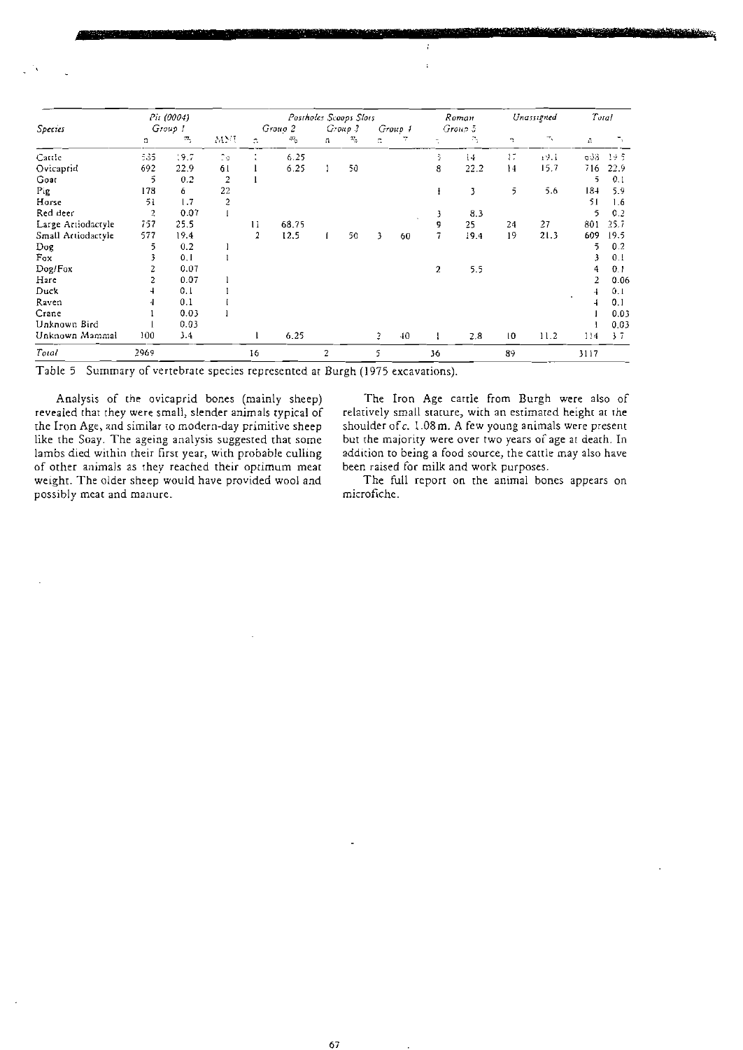| Species | Pit (0004) Group 1 | | | Postholes Scoops Slots Group 2 | | Group 3 | | Group 4 | | Roman Group 5 | | Unassigned | | Total | |
|---|---|---|---|---|---|---|---|---|---|---|---|---|---|---|---|
| | n | % | MNI | n | % | n | % | n | % | n | % | n | % | n | % |
| Cattle | 585 | 19.7 | 26 | 1 | 6.25 | | | | | 5 | 14 | 17 | 19.1 | 608 | 19.5 |
| Ovicaprid | 692 | 22.9 | 61 | 1 | 6.25 | 1 | 50 | | | 8 | 22.2 | 14 | 15.7 | 716 | 22.9 |
| Goat | 5 | 0.2 | 2 | 1 | | | | | | | | | | 5 | 0.1 |
| Pig | 178 | 6 | 22 | | | | | | | 1 | 3 | 5 | 5.6 | 184 | 5.9 |
| Horse | 51 | 1.7 | 2 | | | | | | | | | | | 51 | 1.6 |
| Red deer | 2 | 0.07 | 1 | | | | | | | 3 | 8.3 | | | 5 | 0.2 |
| Large Artiodactyle | 757 | 25.5 | | 11 | 68.75 | | | | | 9 | 25 | 24 | 27 | 801 | 25.7 |
| Small Artiodactyle | 577 | 19.4 | | 2 | 12.5 | 1 | 50 | 3 | 60 | 7 | 19.4 | 19 | 21.3 | 609 | 19.5 |
| Dog | 5 | 0.2 | 1 | | | | | | | | | | | 5 | 0.2 |
| Fox | 3 | 0.1 | 1 | | | | | | | | | | | 3 | 0.1 |
| Dog/Fox | 2 | 0.07 | | | | | | | | 2 | 5.5 | | | 4 | 0.1 |
| Hare | 2 | 0.07 | 1 | | | | | | | | | | | 2 | 0.06 |
| Duck | 4 | 0.1 | 1 | | | | | | | | | | | 4 | 0.1 |
| Raven | 4 | 0.1 | 1 | | | | | | | | | | | 4 | 0.1 |
| Crane | 1 | 0.03 | 1 | | | | | | | | | | | 1 | 0.03 |
| Unknown Bird | 1 | 0.03 | | | | | | | | | | | | 1 | 0.03 |
| Unknown Mammal | 100 | 3.4 | | 1 | 6.25 | | | 2 | 40 | 1 | 2.8 | 10 | 11.2 | 114 | 3.7 |
| *Total* | 2969 | | | 16 | | 2 | | 5 | | 36 | | 89 | | 3117 | |

Table 5 Summary of vertebrate species represented at Burgh (1975 excavations).

Analysis of the ovicaprid bones (mainly sheep) revealed that they were small, slender animals typical of the Iron Age, and similar to modern-day primitive sheep like the Soay. The ageing analysis suggested that some lambs died within their first year, with probable culling of other animals as they reached their optimum meat weight. The older sheep would have provided wool and possibly meat and manure.

The Iron Age cattle from Burgh were also of relatively small stature, with an estimated height at the shoulder of *c.* 1.08 m. A few young animals were present but the majority were over two years of age at death. In addition to being a food source, the cattle may also have been raised for milk and work purposes.

The full report on the animal bones appears on microfiche.